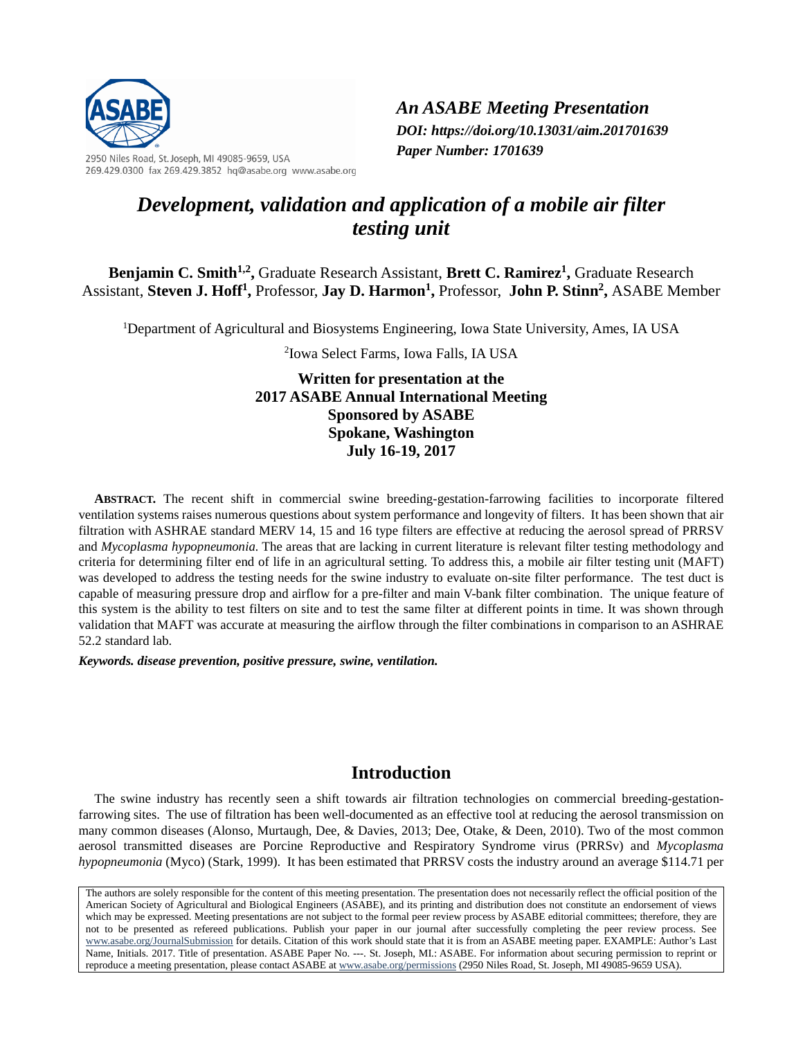*An ASABE Meeting Presentation*
*DOI: https://doi.org/10.13031/aim.201701639*
*Paper Number: 1701639*

2950 Niles Road, St. Joseph, MI 49085-9659, USA
269.429.0300 fax 269.429.3852 hq@asabe.org www.asabe.org

# *Development, validation and application of a mobile air filter testing unit*

**Benjamin C. Smith[1,2],** Graduate Research Assistant, **Brett C. Ramirez[1],** Graduate Research Assistant, **Steven J. Hoff[1],** Professor, **Jay D. Harmon[1],** Professor, **John P. Stinn[2],** ASABE Member

[1]Department of Agricultural and Biosystems Engineering, Iowa State University, Ames, IA USA

[2]Iowa Select Farms, Iowa Falls, IA USA

**Written for presentation at the**
**2017 ASABE Annual International Meeting**
**Sponsored by ASABE**
**Spokane, Washington**
**July 16-19, 2017**

**ABSTRACT.** The recent shift in commercial swine breeding-gestation-farrowing facilities to incorporate filtered ventilation systems raises numerous questions about system performance and longevity of filters. It has been shown that air filtration with ASHRAE standard MERV 14, 15 and 16 type filters are effective at reducing the aerosol spread of PRRSV and *Mycoplasma hypopneumonia.* The areas that are lacking in current literature is relevant filter testing methodology and criteria for determining filter end of life in an agricultural setting. To address this, a mobile air filter testing unit (MAFT) was developed to address the testing needs for the swine industry to evaluate on-site filter performance. The test duct is capable of measuring pressure drop and airflow for a pre-filter and main V-bank filter combination. The unique feature of this system is the ability to test filters on site and to test the same filter at different points in time. It was shown through validation that MAFT was accurate at measuring the airflow through the filter combinations in comparison to an ASHRAE 52.2 standard lab.

***Keywords. disease prevention, positive pressure, swine, ventilation.***

## Introduction

The swine industry has recently seen a shift towards air filtration technologies on commercial breeding-gestation-farrowing sites. The use of filtration has been well-documented as an effective tool at reducing the aerosol transmission on many common diseases (Alonso, Murtaugh, Dee, & Davies, 2013; Dee, Otake, & Deen, 2010). Two of the most common aerosol transmitted diseases are Porcine Reproductive and Respiratory Syndrome virus (PRRSv) and *Mycoplasma hypopneumonia* (Myco) (Stark, 1999). It has been estimated that PRRSV costs the industry around an average $114.71 per

The authors are solely responsible for the content of this meeting presentation. The presentation does not necessarily reflect the official position of the American Society of Agricultural and Biological Engineers (ASABE), and its printing and distribution does not constitute an endorsement of views which may be expressed. Meeting presentations are not subject to the formal peer review process by ASABE editorial committees; therefore, they are not to be presented as refereed publications. Publish your paper in our journal after successfully completing the peer review process. See www.asabe.org/JournalSubmission for details. Citation of this work should state that it is from an ASABE meeting paper. EXAMPLE: Author's Last Name, Initials. 2017. Title of presentation. ASABE Paper No. ---. St. Joseph, MI.: ASABE. For information about securing permission to reprint or reproduce a meeting presentation, please contact ASABE at www.asabe.org/permissions (2950 Niles Road, St. Joseph, MI 49085-9659 USA).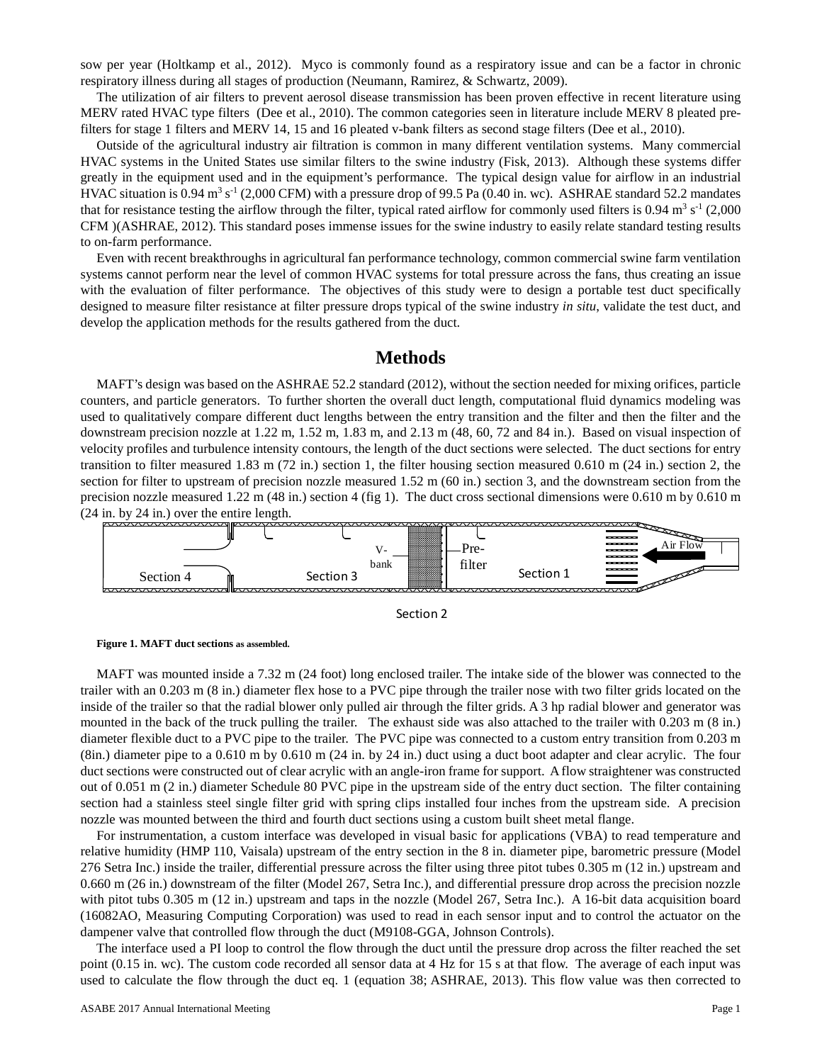sow per year (Holtkamp et al., 2012). Myco is commonly found as a respiratory issue and can be a factor in chronic respiratory illness during all stages of production (Neumann, Ramirez, & Schwartz, 2009).

The utilization of air filters to prevent aerosol disease transmission has been proven effective in recent literature using MERV rated HVAC type filters (Dee et al., 2010). The common categories seen in literature include MERV 8 pleated pre-filters for stage 1 filters and MERV 14, 15 and 16 pleated v-bank filters as second stage filters (Dee et al., 2010).

Outside of the agricultural industry air filtration is common in many different ventilation systems. Many commercial HVAC systems in the United States use similar filters to the swine industry (Fisk, 2013). Although these systems differ greatly in the equipment used and in the equipment's performance. The typical design value for airflow in an industrial HVAC situation is 0.94 $m^3 s^{-1}$ (2,000 CFM) with a pressure drop of 99.5 Pa (0.40 in. wc). ASHRAE standard 52.2 mandates that for resistance testing the airflow through the filter, typical rated airflow for commonly used filters is 0.94 $m^3 s^{-1}$ (2,000 CFM )(ASHRAE, 2012). This standard poses immense issues for the swine industry to easily relate standard testing results to on-farm performance.

Even with recent breakthroughs in agricultural fan performance technology, common commercial swine farm ventilation systems cannot perform near the level of common HVAC systems for total pressure across the fans, thus creating an issue with the evaluation of filter performance. The objectives of this study were to design a portable test duct specifically designed to measure filter resistance at filter pressure drops typical of the swine industry *in situ*, validate the test duct, and develop the application methods for the results gathered from the duct.

# Methods

MAFT's design was based on the ASHRAE 52.2 standard (2012), without the section needed for mixing orifices, particle counters, and particle generators. To further shorten the overall duct length, computational fluid dynamics modeling was used to qualitatively compare different duct lengths between the entry transition and the filter and then the filter and the downstream precision nozzle at 1.22 m, 1.52 m, 1.83 m, and 2.13 m (48, 60, 72 and 84 in.). Based on visual inspection of velocity profiles and turbulence intensity contours, the length of the duct sections were selected. The duct sections for entry transition to filter measured 1.83 m (72 in.) section 1, the filter housing section measured 0.610 m (24 in.) section 2, the section for filter to upstream of precision nozzle measured 1.52 m (60 in.) section 3, and the downstream section from the precision nozzle measured 1.22 m (48 in.) section 4 (fig 1). The duct cross sectional dimensions were 0.610 m by 0.610 m (24 in. by 24 in.) over the entire length.

Section 4 | Section 3 | V-bank | Pre-filter | Section 1 | Air Flow | Section 2

**Figure 1. MAFT duct sections** as assembled.

MAFT was mounted inside a 7.32 m (24 foot) long enclosed trailer. The intake side of the blower was connected to the trailer with an 0.203 m (8 in.) diameter flex hose to a PVC pipe through the trailer nose with two filter grids located on the inside of the trailer so that the radial blower only pulled air through the filter grids. A 3 hp radial blower and generator was mounted in the back of the truck pulling the trailer. The exhaust side was also attached to the trailer with 0.203 m (8 in.) diameter flexible duct to a PVC pipe to the trailer. The PVC pipe was connected to a custom entry transition from 0.203 m (8in.) diameter pipe to a 0.610 m by 0.610 m (24 in. by 24 in.) duct using a duct boot adapter and clear acrylic. The four duct sections were constructed out of clear acrylic with an angle-iron frame for support. A flow straightener was constructed out of 0.051 m (2 in.) diameter Schedule 80 PVC pipe in the upstream side of the entry duct section. The filter containing section had a stainless steel single filter grid with spring clips installed four inches from the upstream side. A precision nozzle was mounted between the third and fourth duct sections using a custom built sheet metal flange.

For instrumentation, a custom interface was developed in visual basic for applications (VBA) to read temperature and relative humidity (HMP 110, Vaisala) upstream of the entry section in the 8 in. diameter pipe, barometric pressure (Model 276 Setra Inc.) inside the trailer, differential pressure across the filter using three pitot tubes 0.305 m (12 in.) upstream and 0.660 m (26 in.) downstream of the filter (Model 267, Setra Inc.), and differential pressure drop across the precision nozzle with pitot tubs 0.305 m (12 in.) upstream and taps in the nozzle (Model 267, Setra Inc.). A 16-bit data acquisition board (16082AO, Measuring Computing Corporation) was used to read in each sensor input and to control the actuator on the dampener valve that controlled flow through the duct (M9108-GGA, Johnson Controls).

The interface used a PI loop to control the flow through the duct until the pressure drop across the filter reached the set point (0.15 in. wc). The custom code recorded all sensor data at 4 Hz for 15 s at that flow. The average of each input was used to calculate the flow through the duct eq. 1 (equation 38; ASHRAE, 2013). This flow value was then corrected to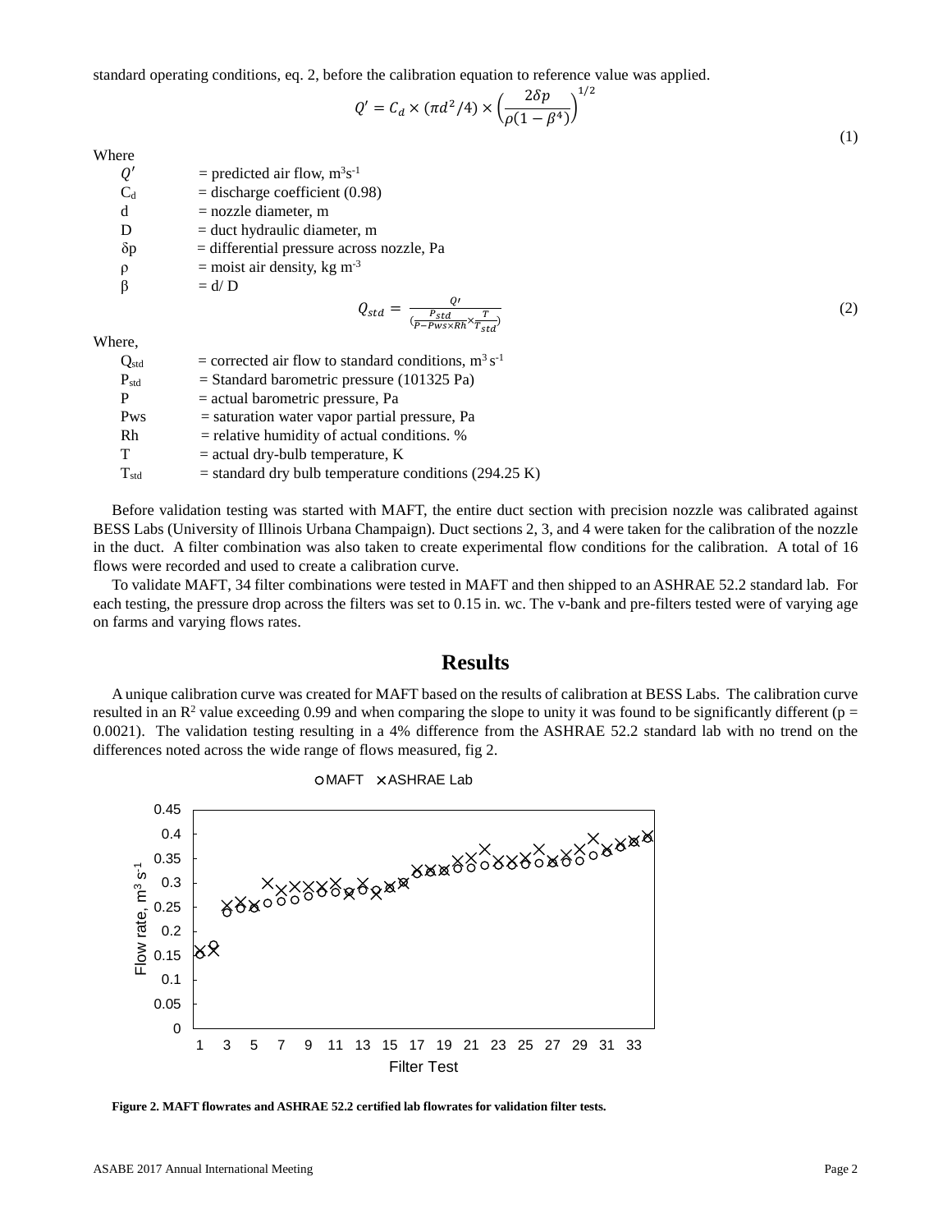standard operating conditions, eq. 2, before the calibration equation to reference value was applied.

$$Q' = C_d \times (\pi d^2/4) \times \left(\frac{2\delta p}{\rho(1-\beta^4)}\right)^{1/2} \quad (1)$$

Where

| | |
|---|---|
| $Q'$ | = predicted air flow, $m^3s^{-1}$ |
| $C_d$ | = discharge coefficient (0.98) |
| d | = nozzle diameter, m |
| D | = duct hydraulic diameter, m |
| $\delta p$ | = differential pressure across nozzle, Pa |
| $\rho$ | = moist air density, kg $m^{-3}$ |
| $\beta$ | = d/ D |

$$Q_{std} = \frac{Q'}{\left(\frac{P_{std}}{P - Pws \times Rh} \times \frac{T}{T_{std}}\right)} \quad (2)$$

Where,

| | |
|---|---|
| $Q_{std}$ | = corrected air flow to standard conditions, $m^3 s^{-1}$ |
| $P_{std}$ | = Standard barometric pressure (101325 Pa) |
| P | = actual barometric pressure, Pa |
| Pws | = saturation water vapor partial pressure, Pa |
| Rh | = relative humidity of actual conditions. % |
| T | = actual dry-bulb temperature, K |
| $T_{std}$ | = standard dry bulb temperature conditions (294.25 K) |

Before validation testing was started with MAFT, the entire duct section with precision nozzle was calibrated against BESS Labs (University of Illinois Urbana Champaign). Duct sections 2, 3, and 4 were taken for the calibration of the nozzle in the duct. A filter combination was also taken to create experimental flow conditions for the calibration. A total of 16 flows were recorded and used to create a calibration curve.

To validate MAFT, 34 filter combinations were tested in MAFT and then shipped to an ASHRAE 52.2 standard lab. For each testing, the pressure drop across the filters was set to 0.15 in. wc. The v-bank and pre-filters tested were of varying age on farms and varying flows rates.

# Results

A unique calibration curve was created for MAFT based on the results of calibration at BESS Labs. The calibration curve resulted in an $R^2$ value exceeding 0.99 and when comparing the slope to unity it was found to be significantly different ($p = 0.0021$). The validation testing resulting in a 4% difference from the ASHRAE 52.2 standard lab with no trend on the differences noted across the wide range of flows measured, fig 2.

**Figure 2. MAFT flowrates and ASHRAE 52.2 certified lab flowrates for validation filter tests.**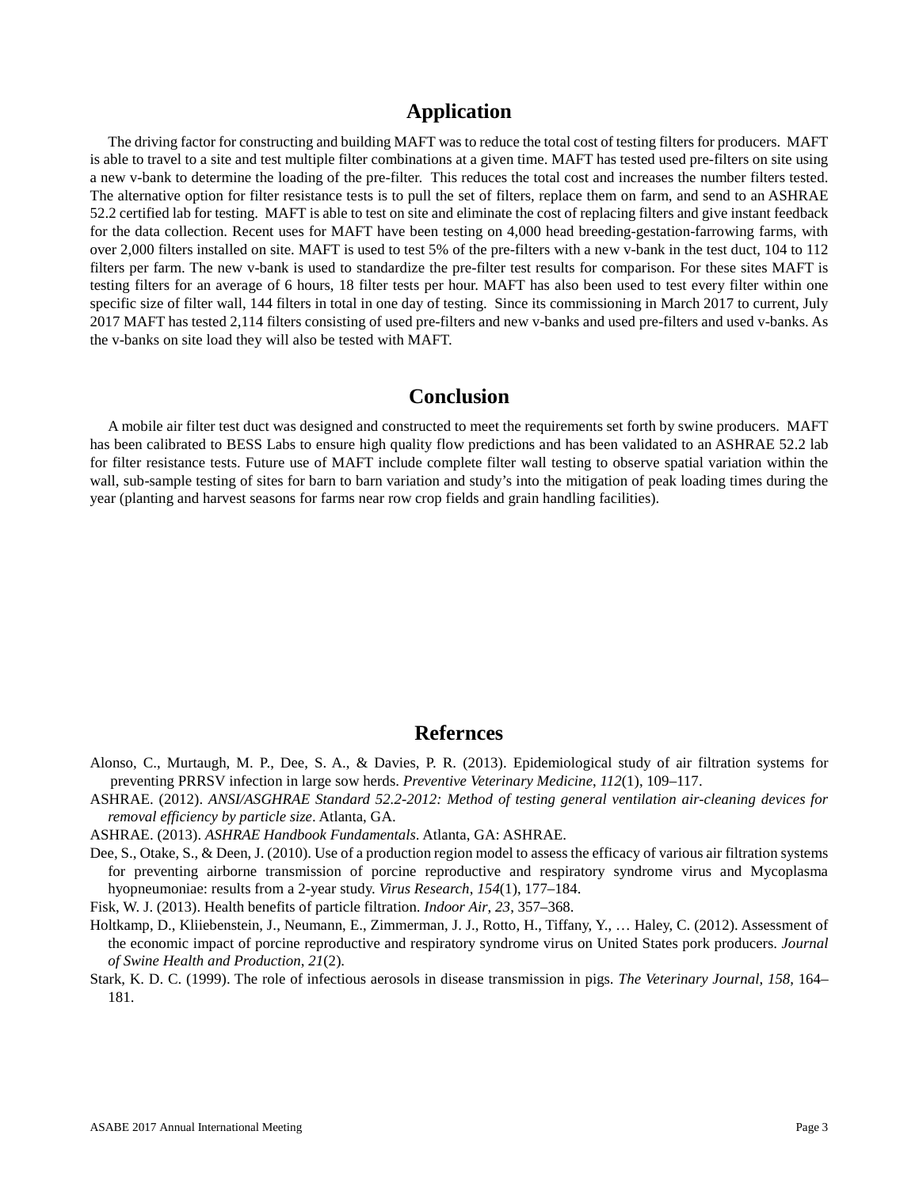## Application

The driving factor for constructing and building MAFT was to reduce the total cost of testing filters for producers. MAFT is able to travel to a site and test multiple filter combinations at a given time. MAFT has tested used pre-filters on site using a new v-bank to determine the loading of the pre-filter. This reduces the total cost and increases the number filters tested. The alternative option for filter resistance tests is to pull the set of filters, replace them on farm, and send to an ASHRAE 52.2 certified lab for testing. MAFT is able to test on site and eliminate the cost of replacing filters and give instant feedback for the data collection. Recent uses for MAFT have been testing on 4,000 head breeding-gestation-farrowing farms, with over 2,000 filters installed on site. MAFT is used to test 5% of the pre-filters with a new v-bank in the test duct, 104 to 112 filters per farm. The new v-bank is used to standardize the pre-filter test results for comparison. For these sites MAFT is testing filters for an average of 6 hours, 18 filter tests per hour. MAFT has also been used to test every filter within one specific size of filter wall, 144 filters in total in one day of testing. Since its commissioning in March 2017 to current, July 2017 MAFT has tested 2,114 filters consisting of used pre-filters and new v-banks and used pre-filters and used v-banks. As the v-banks on site load they will also be tested with MAFT.

## Conclusion

A mobile air filter test duct was designed and constructed to meet the requirements set forth by swine producers. MAFT has been calibrated to BESS Labs to ensure high quality flow predictions and has been validated to an ASHRAE 52.2 lab for filter resistance tests. Future use of MAFT include complete filter wall testing to observe spatial variation within the wall, sub-sample testing of sites for barn to barn variation and study's into the mitigation of peak loading times during the year (planting and harvest seasons for farms near row crop fields and grain handling facilities).

## Refernces

Alonso, C., Murtaugh, M. P., Dee, S. A., & Davies, P. R. (2013). Epidemiological study of air filtration systems for preventing PRRSV infection in large sow herds. *Preventive Veterinary Medicine*, *112*(1), 109–117.

ASHRAE. (2012). *ANSI/ASGHRAE Standard 52.2-2012: Method of testing general ventilation air-cleaning devices for removal efficiency by particle size*. Atlanta, GA.

ASHRAE. (2013). *ASHRAE Handbook Fundamentals*. Atlanta, GA: ASHRAE.

Dee, S., Otake, S., & Deen, J. (2010). Use of a production region model to assess the efficacy of various air filtration systems for preventing airborne transmission of porcine reproductive and respiratory syndrome virus and Mycoplasma hyopneumoniae: results from a 2-year study. *Virus Research*, *154*(1), 177–184.

Fisk, W. J. (2013). Health benefits of particle filtration. *Indoor Air*, *23*, 357–368.

Holtkamp, D., Kliiebenstein, J., Neumann, E., Zimmerman, J. J., Rotto, H., Tiffany, Y., … Haley, C. (2012). Assessment of the economic impact of porcine reproductive and respiratory syndrome virus on United States pork producers. *Journal of Swine Health and Production*, *21*(2).

Stark, K. D. C. (1999). The role of infectious aerosols in disease transmission in pigs. *The Veterinary Journal*, *158*, 164–181.